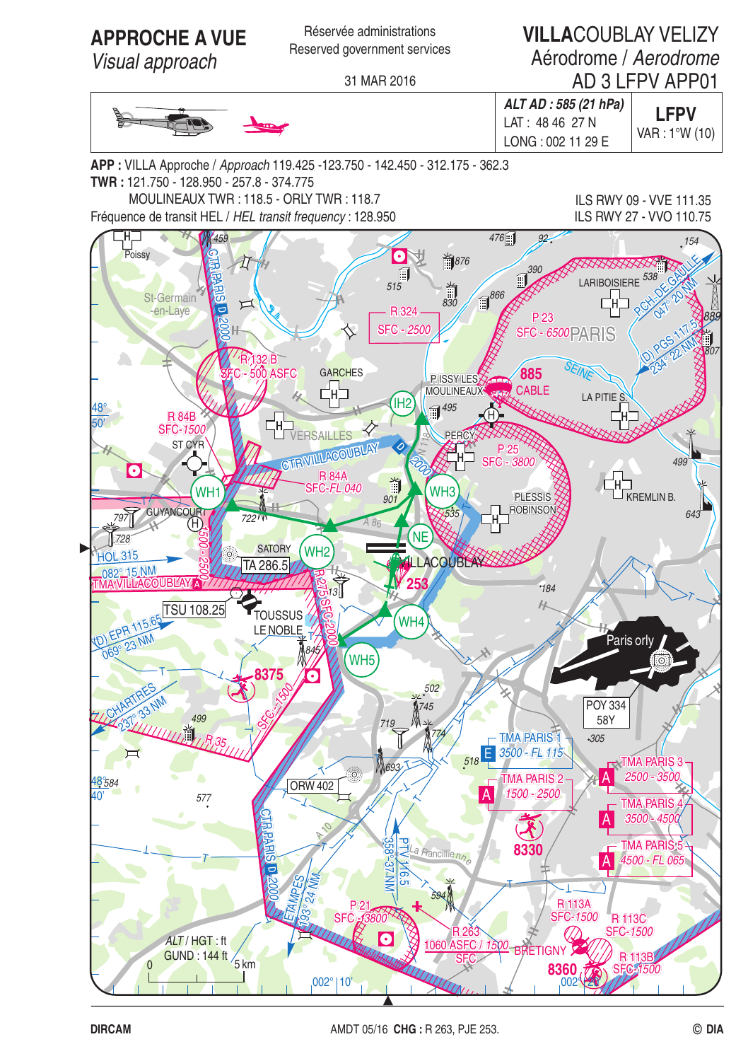# APPROCHE A VUE
*Visual approach*

Réservée administrations
Reserved government services

31 MAR 2016

# VILLACOUBLAY VELIZY
Aérodrome / *Aerodrome*
AD 3 LFPV APP01

| | ***ALT AD : 585 (21 hPa)*** LAT : 48 46 27 N LONG : 002 11 29 E | **LFPV** VAR : 1°W (10) |
|---|---|---|

**APP :** VILLA Approche / *Approach* 119.425 -123.750 - 142.450 - 312.175 - 362.3
**TWR :** 121.750 - 128.950 - 257.8 - 374.775
MOULINEAUX TWR : 118.5 - ORLY TWR : 118.7
Fréquence de transit HEL / *HEL transit frequency* : 128.950

ILS RWY 09 - VVE 111.35
ILS RWY 27 - VVO 110.75

Poissy, St-Germain-en-Laye, CTR PARIS D 2000, R 132 B SFC - 500 ASFC, GARCHES, R 324 SFC - 2500, P 23 SFC - 6500, PARIS, LARIBOISIERE, P.CH.DE.GAULLE 047° 20 NM, (D) PGS 117.5 234° 22 NM, SEINE, P.ISSY LES MOULINEAUX, 885 CABLE, LA PITIE S., IH2, R 84B SFC-1500, VERSAILLES, ST CYR, CTR VILLACOUBLAY D 2000, PERCY, P 25 SFC - 3800, R 84A SFC-FL 040, WH1, WH3, PLESSIS ROBINSON, KREMLIN B., GUYANCOURT, NE, SATORY, WH2, HOL 315 082° 15 NM, TA 286.5, VILLACOUBLAY, 253, TMA VILLACOUBLAY A, TSU 108.25, TOUSSUS LE NOBLE, WH4, WH5, (D) EPR 115.65 069° 23 NM, Paris orly, 8375, CHARTRES 237° 33 NM, R 35, POY 334 58Y, TMA PARIS 1 E 3500 - FL 115, TMA PARIS 3 A 2500 - 3500, ORW 402, TMA PARIS 2 A 1500 - 2500, TMA PARIS 4 A 3500 - 4500, 8330, TMA PARIS 5 A 4500 - FL 065, PTV 116.5 358° 37 NM, La Francilienne, ETAMPES 193° 24 NM, P 21 SFC - 3800, R 263 1060 ASFC / 1500 SFC, R 113A SFC-1500, R 113C SFC-1500, BRETIGNY, R 113B SFC-1500, 8360, 002° 10'

*ALT* / HGT : ft
GUND : 144 ft
0 — 5 km

DIRCAM — AMDT 05/16 **CHG :** R 263, PJE 253. — © DIA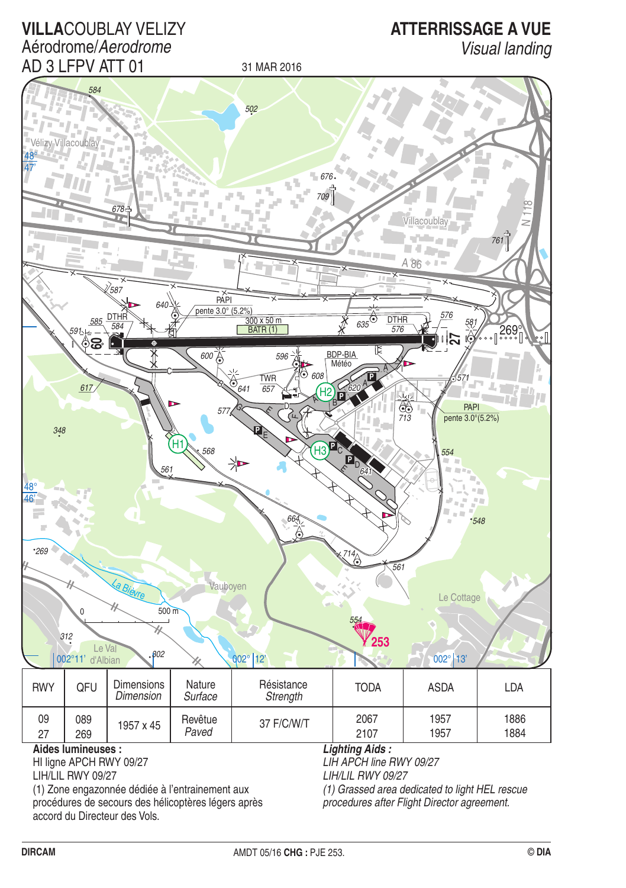# VILLACOUBLAY VELIZY

Aérodrome/*Aerodrome*

AD 3 LFPV ATT 01

31 MAR 2016

## ATTERRISSAGE A VUE

*Visual landing*

| RWY | QFU | Dimensions *Dimension* | Nature *Surface* | Résistance *Strength* | TODA | ASDA | LDA |
|---|---|---|---|---|---|---|---|
| 09<br>27 | 089<br>269 | 1957 x 45 | Revêtue *Paved* | 37 F/C/W/T | 2067<br>2107 | 1957<br>1957 | 1886<br>1884 |

**Aides lumineuses :**

HI ligne APCH RWY 09/27

LIH/LIL RWY 09/27

(1) Zone engazonnée dédiée à l'entrainement aux procédures de secours des hélicoptères légers après accord du Directeur des Vols.

***Lighting Aids :***

*LIH APCH line RWY 09/27*

*LIH/LIL RWY 09/27*

*(1) Grassed area dedicated to light HEL rescue procedures after Flight Director agreement.*

DIRCAM — AMDT 05/16 **CHG :** PJE 253. — © DIA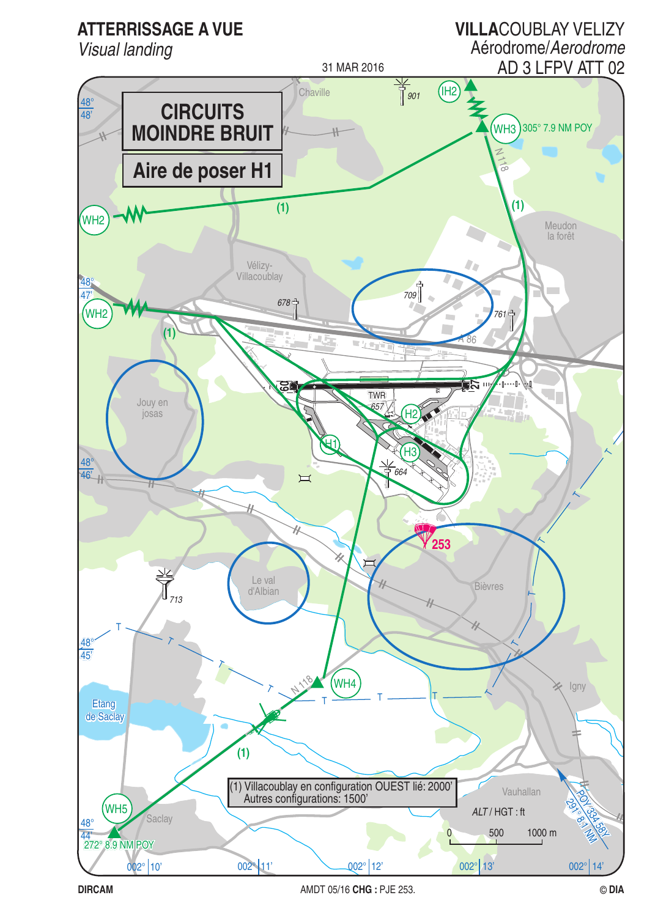# ATTERRISSAGE A VUE
*Visual landing*

# VILLACOUBLAY VELIZY
Aérodrome/*Aerodrome*

AD 3 LFPV ATT 02

31 MAR 2016

## CIRCUITS MOINDRE BRUIT

## Aire de poser H1

Chaville

901

IH2

WH3 305° 7.9 NM POY

N 118

(1)

Meudon la forêt

WH2

(1)

Vélizy-Villacoublay

678

709

761

WH2

(1)

A 86

Jouy en josas

09

27

TWR 657

H2

H1

H3

664

253

713

Le val d'Albian

Bièvres

N 118

WH4

Igny

Etang de Saclay

(1)

(1) Villacoublay en configuration OUEST lié: 2000'
Autres configurations: 1500'

Vauhallan

*ALT* / HGT : ft

0 500 1000 m

WH5

Saclay

272° 8.9 NM POY

POY 334.58Y 291° 8.1 NM

48° 48'

48° 47'

48° 46'

48° 45'

48° 44'

002° 10'

002° 11'

002° 12'

002° 13'

002° 14'

DIRCAM

AMDT 05/16 **CHG :** PJE 253.

© DIA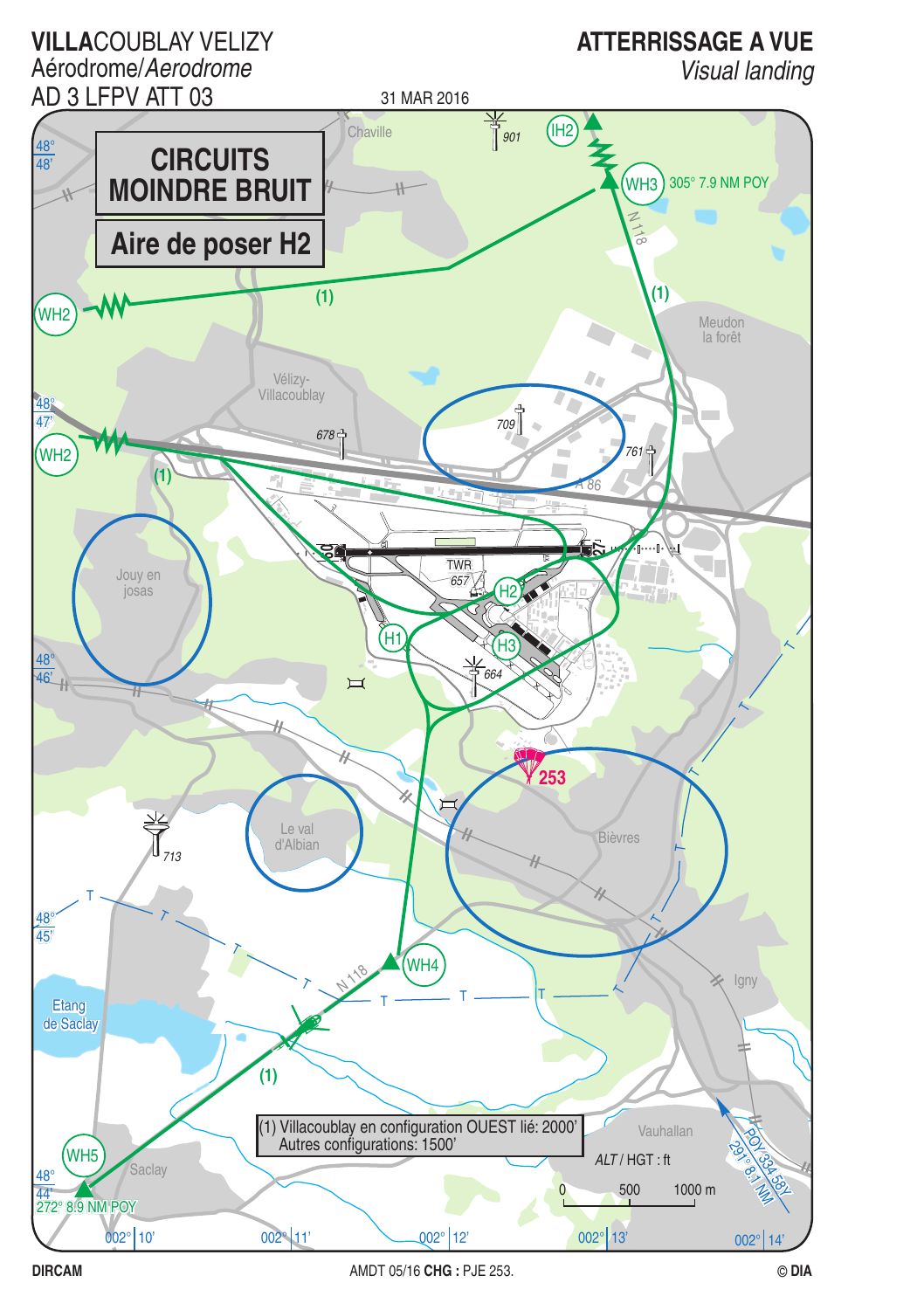# VILLACOUBLAY VELIZY

Aérodrome/*Aerodrome*

AD 3 LFPV ATT 03

# ATTERRISSAGE A VUE

*Visual landing*

31 MAR 2016

## CIRCUITS MOINDRE BRUIT

## Aire de poser H2

Chaville · 901 · IH2 · WH3 305° 7.9 NM POY · N 118 · (1) · Meudon la forêt · WH2 · (1) · Vélizy-Villacoublay · 709 · 761 · 678 · A 86 · WH2 · (1) · TWR 657 · H2 · H1 · H3 · 664 · Jouy en josas · 253 · Le val d'Albian · 713 · Bièvres · WH4 · N 118 · Igny · Etang de Saclay · (1) · WH5 · Saclay · 272° 8.9 NM POY · Vauhallan · POY 334.58Y 291° 8.1 NM

(1) Villacoublay en configuration OUEST lié: 2000'
Autres configurations: 1500'

*ALT* / HGT : ft

0 500 1000 m

48° 48' · 48° 47' · 48° 46' · 48° 45' · 48° 44'

002° 10' · 002° 11' · 002° 12' · 002° 13' · 002° 14'

DIRCAM · AMDT 05/16 **CHG :** PJE 253. · © DIA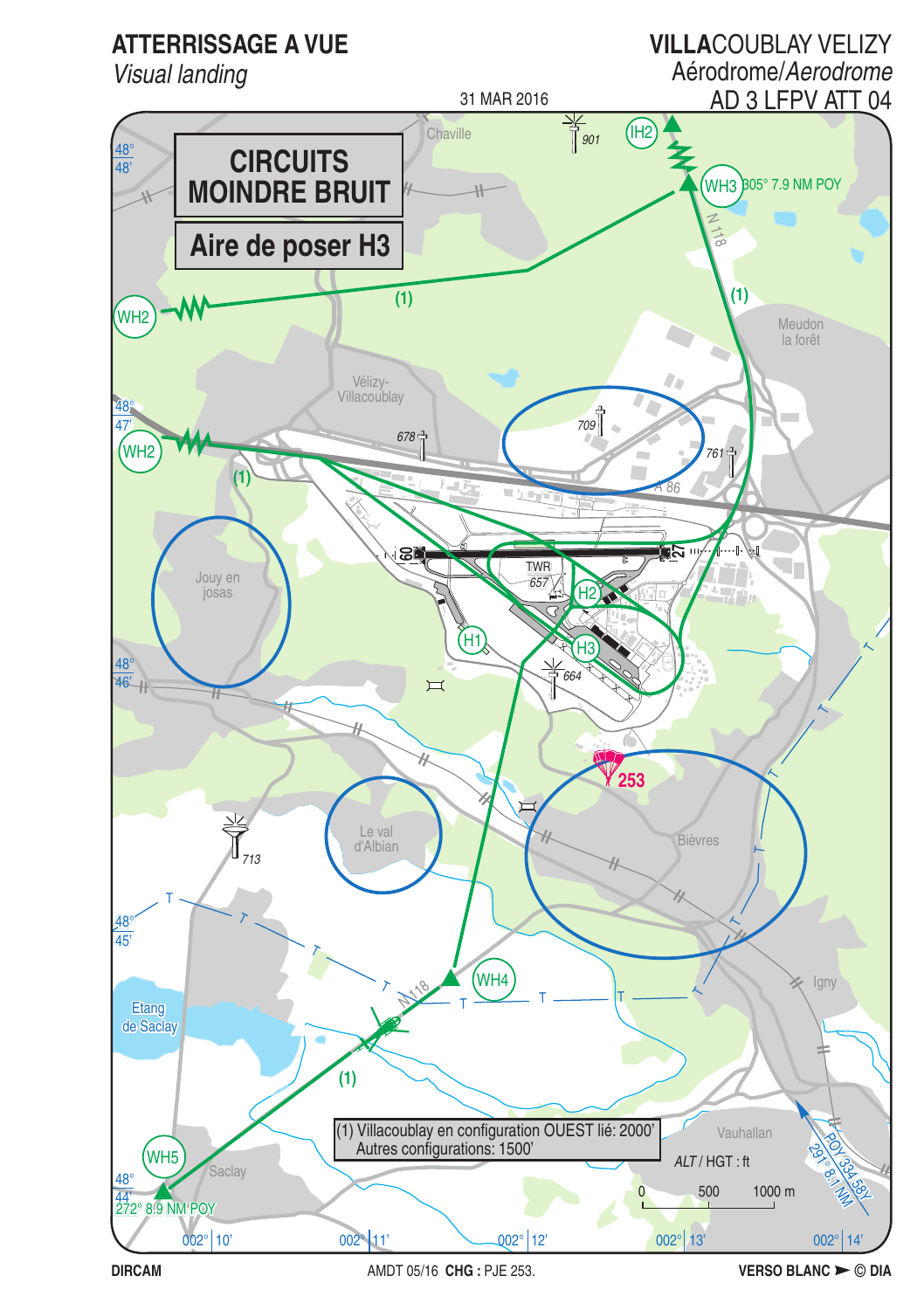# ATTERRISSAGE A VUE

*Visual landing*

31 MAR 2016

# VILLACOUBLAY VELIZY

Aérodrome/*Aerodrome*

AD 3 LFPV ATT 04

**CIRCUITS MOINDRE BRUIT**

**Aire de poser H3**

Chaville

901

IH2

WH3 305° 7.9 NM POY

N 118

WH2

(1)

(1)

Meudon la forêt

Vélizy-Villacoublay

48° 48'

48° 47'

678

709

761

WH2

(1)

A 86

09

27

TWR 657

H2

H1

H3

664

Jouy en josas

48° 46'

253

Le val d'Albian

Bièvres

713

48° 45'

WH4

N 118

Igny

Etang de Saclay

(1)

(1) Villacoublay en configuration OUEST lié: 2000'
Autres configurations: 1500'

Vauhallan

*ALT* / HGT : ft

WH5

Saclay

0 500 1000 m

POY 334.58Y 291° 8.1 NM

48° 44'

272° 8.9 NM POY

002° 10' | 002° 11' | 002° 12' | 002° 13' | 002° 14'

DIRCAM

AMDT 05/16 **CHG :** PJE 253.

**VERSO BLANC ► © DIA**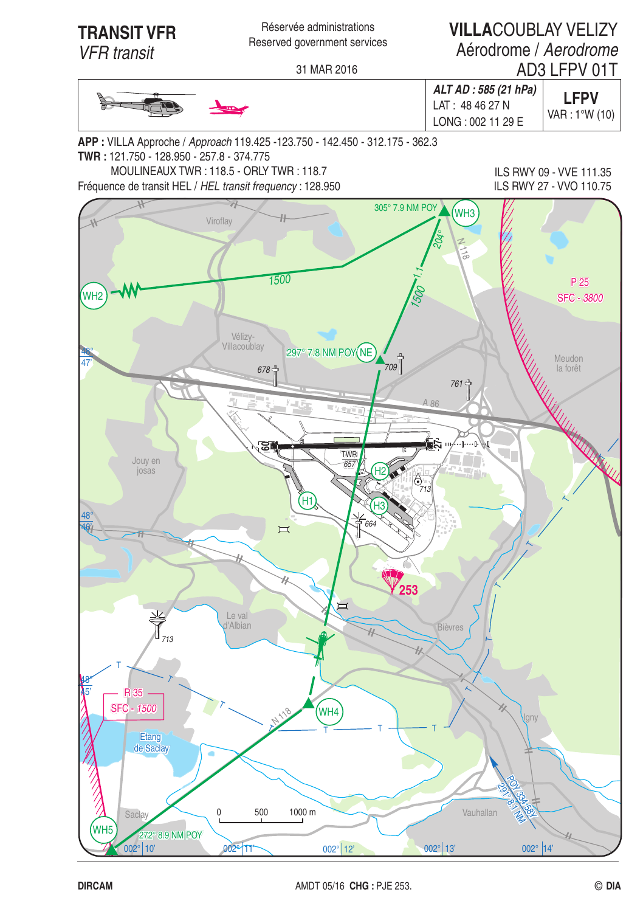# TRANSIT VFR
*VFR transit*

Réservée administrations
Reserved government services

31 MAR 2016

# VILLACOUBLAY VELIZY
Aérodrome / *Aerodrome*
AD3 LFPV 01T

| | ***ALT AD : 585 (21 hPa)*** LAT : 48 46 27 N LONG : 002 11 29 E | **LFPV** VAR : 1°W (10) |
|---|---|---|

**APP :** VILLA Approche / *Approach* 119.425 -123.750 - 142.450 - 312.175 - 362.3
**TWR :** 121.750 - 128.950 - 257.8 - 374.775
MOULINEAUX TWR : 118.5 - ORLY TWR : 118.7
Fréquence de transit HEL / *HEL transit frequency* : 128.950

ILS RWY 09 - VVE 111.35
ILS RWY 27 - VVO 110.75

WH3 305° 7.9 NM POY
NE 297° 7.8 NM POY
WH5 272° 8.9 NM POY
POY 334.58Y 291°8.1 NM
WH2, WH4, H1, H2, H3
1500
204°
P 25 SFC - 3800
R 35 SFC - 1500
253
TWR 657

DIRCAM — AMDT 05/16 **CHG :** PJE 253. — © DIA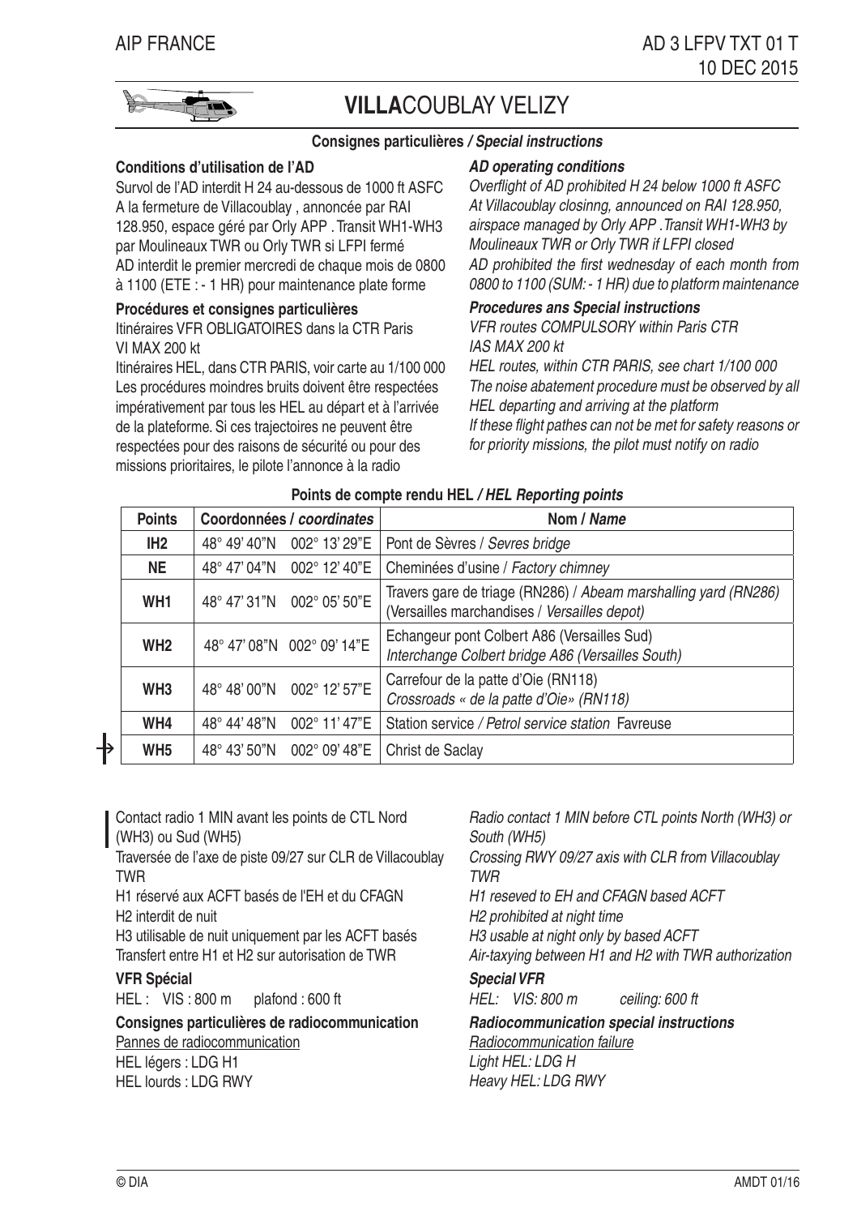# VILLACOUBLAY VELIZY

## Consignes particulières / *Special instructions*

### Conditions d'utilisation de l'AD

Survol de l'AD interdit H 24 au-dessous de 1000 ft ASFC
A la fermeture de Villacoublay , annoncée par RAI 128.950, espace géré par Orly APP . Transit WH1-WH3 par Moulineaux TWR ou Orly TWR si LFPI fermé
AD interdit le premier mercredi de chaque mois de 0800 à 1100 (ETE : - 1 HR) pour maintenance plate forme

### *AD operating conditions*

*Overflight of AD prohibited H 24 below 1000 ft ASFC*
*At Villacoublay closinng, announced on RAI 128.950, airspace managed by Orly APP .Transit WH1-WH3 by Moulineaux TWR or Orly TWR if LFPI closed*
*AD prohibited the first wednesday of each month from 0800 to 1100 (SUM: - 1 HR) due to platform maintenance*

### Procédures et consignes particulières

Itinéraires VFR OBLIGATOIRES dans la CTR Paris
VI MAX 200 kt
Itinéraires HEL, dans CTR PARIS, voir carte au 1/100 000
Les procédures moindres bruits doivent être respectées impérativement par tous les HEL au départ et à l'arrivée de la plateforme. Si ces trajectoires ne peuvent être respectées pour des raisons de sécurité ou pour des missions prioritaires, le pilote l'annonce à la radio

### *Procedures ans Special instructions*

*VFR routes COMPULSORY within Paris CTR*
*IAS MAX 200 kt*
*HEL routes, within CTR PARIS, see chart 1/100 000*
*The noise abatement procedure must be observed by all HEL departing and arriving at the platform*
*If these flight pathes can not be met for safety reasons or for priority missions, the pilot must notify on radio*

### Points de compte rendu HEL / *HEL Reporting points*

| Points | Coordonnées / *coordinates* | Nom / *Name* |
|---|---|---|
| IH2 | 48° 49' 40"N 002° 13' 29"E | Pont de Sèvres / *Sevres bridge* |
| NE | 48° 47' 04"N 002° 12' 40"E | Cheminées d'usine / *Factory chimney* |
| WH1 | 48° 47' 31"N 002° 05' 50"E | Travers gare de triage (RN286) / *Abeam marshalling yard (RN286)* (Versailles marchandises / *Versailles depot*) |
| WH2 | 48° 47' 08"N 002° 09' 14"E | Echangeur pont Colbert A86 (Versailles Sud) *Interchange Colbert bridge A86 (Versailles South)* |
| WH3 | 48° 48' 00"N 002° 12' 57"E | Carrefour de la patte d'Oie (RN118) *Crossroads « de la patte d'Oie» (RN118)* |
| WH4 | 48° 44' 48"N 002° 11' 47"E | Station service / *Petrol service station* Favreuse |
| WH5 | 48° 43' 50"N 002° 09' 48"E | Christ de Saclay |

Contact radio 1 MIN avant les points de CTL Nord (WH3) ou Sud (WH5)
Traversée de l'axe de piste 09/27 sur CLR de Villacoublay TWR
H1 réservé aux ACFT basés de l'EH et du CFAGN
H2 interdit de nuit
H3 utilisable de nuit uniquement par les ACFT basés
Transfert entre H1 et H2 sur autorisation de TWR

*Radio contact 1 MIN before CTL points North (WH3) or South (WH5)*
*Crossing RWY 09/27 axis with CLR from Villacoublay TWR*
*H1 reseved to EH and CFAGN based ACFT*
*H2 prohibited at night time*
*H3 usable at night only by based ACFT*
*Air-taxying between H1 and H2 with TWR authorization*

### VFR Spécial

HEL : VIS : 800 m plafond : 600 ft

### *Special VFR*

*HEL: VIS: 800 m ceiling: 600 ft*

### Consignes particulières de radiocommunication

Pannes de radiocommunication
HEL légers : LDG H1
HEL lourds : LDG RWY

### *Radiocommunication special instructions*

*Radiocommunication failure*
*Light HEL: LDG H*
*Heavy HEL: LDG RWY*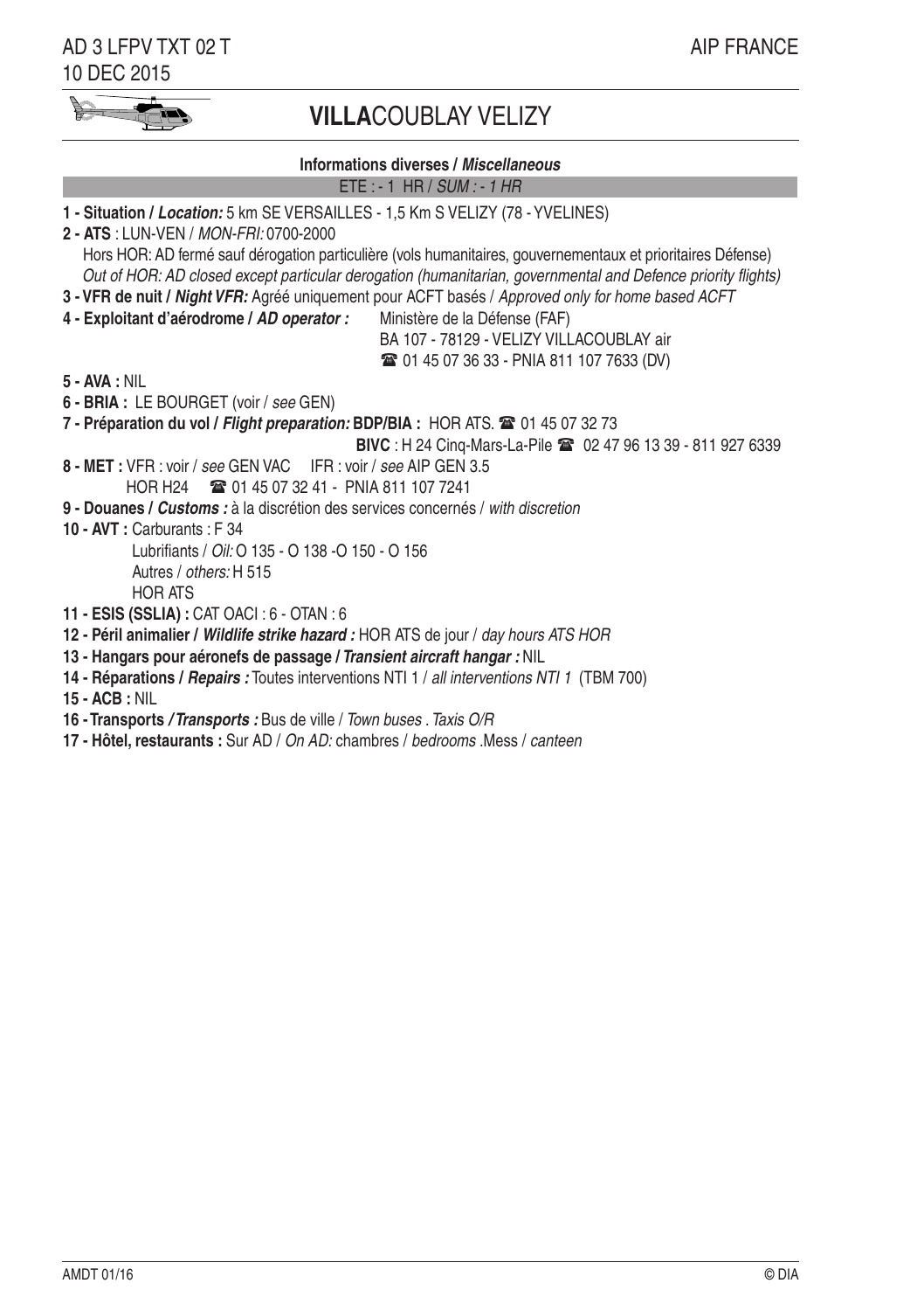# VILLACOUBLAY VELIZY

**Informations diverses / *Miscellaneous***

ETE : - 1 HR / *SUM : - 1 HR*

**1 - Situation / *Location:*** 5 km SE VERSAILLES - 1,5 Km S VELIZY (78 - YVELINES)

**2 - ATS** : LUN-VEN / *MON-FRI:* 0700-2000
Hors HOR: AD fermé sauf dérogation particulière (vols humanitaires, gouvernementaux et prioritaires Défense)
*Out of HOR: AD closed except particular derogation (humanitarian, governmental and Defence priority flights)*

**3 - VFR de nuit / *Night VFR:*** Agréé uniquement pour ACFT basés / *Approved only for home based ACFT*

**4 - Exploitant d'aérodrome / *AD operator :*** Ministère de la Défense (FAF)
BA 107 - 78129 - VELIZY VILLACOUBLAY air
☎ 01 45 07 36 33 - PNIA 811 107 7633 (DV)

**5 - AVA :** NIL

**6 - BRIA :** LE BOURGET (voir / *see* GEN)

**7 - Préparation du vol / *Flight preparation:* BDP/BIA :** HOR ATS. ☎ 01 45 07 32 73
**BIVC** : H 24 Cinq-Mars-La-Pile ☎ 02 47 96 13 39 - 811 927 6339

**8 - MET :** VFR : voir / *see* GEN VAC IFR : voir / *see* AIP GEN 3.5
HOR H24 ☎ 01 45 07 32 41 - PNIA 811 107 7241

**9 - Douanes / *Customs :*** à la discrétion des services concernés / *with discretion*

**10 - AVT :** Carburants : F 34
Lubrifiants / *Oil:* O 135 - O 138 -O 150 - O 156
Autres / *others:* H 515
HOR ATS

**11 - ESIS (SSLIA) :** CAT OACI : 6 - OTAN : 6

**12 - Péril animalier / *Wildlife strike hazard :*** HOR ATS de jour / *day hours ATS HOR*

**13 - Hangars pour aéronefs de passage / *Transient aircraft hangar :*** NIL

**14 - Réparations / *Repairs :*** Toutes interventions NTI 1 / *all interventions NTI 1* (TBM 700)

**15 - ACB :** NIL

**16 - Transports / *Transports :*** Bus de ville / *Town buses* . *Taxis O/R*

**17 - Hôtel, restaurants :** Sur AD / *On AD:* chambres / *bedrooms* .Mess / *canteen*